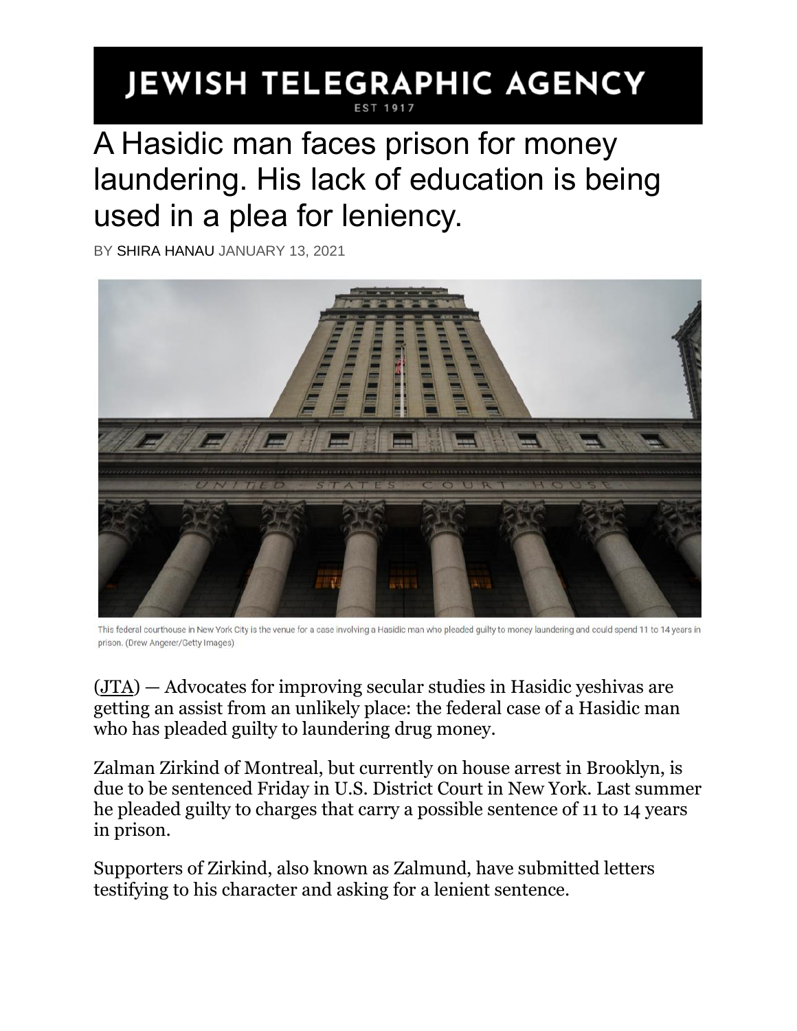# JEWISH TELEGRAPHIC AGENCY

EST 1917

# A Hasidic man faces prison for money laundering. His lack of education is being used in a plea for leniency.

BY SHIRA HANAU JANUARY 13, 2021

This federal courthouse in New York City is the venue for a case involving a Hasidic man who pleaded guilty to money laundering and could spend 11 to 14 years in prison. (Drew Angerer/Getty Images)

(JTA) — Advocates for improving secular studies in Hasidic yeshivas are getting an assist from an unlikely place: the federal case of a Hasidic man who has pleaded guilty to laundering drug money.

Zalman Zirkind of Montreal, but currently on house arrest in Brooklyn, is due to be sentenced Friday in U.S. District Court in New York. Last summer he pleaded guilty to charges that carry a possible sentence of 11 to 14 years in prison.

Supporters of Zirkind, also known as Zalmund, have submitted letters testifying to his character and asking for a lenient sentence.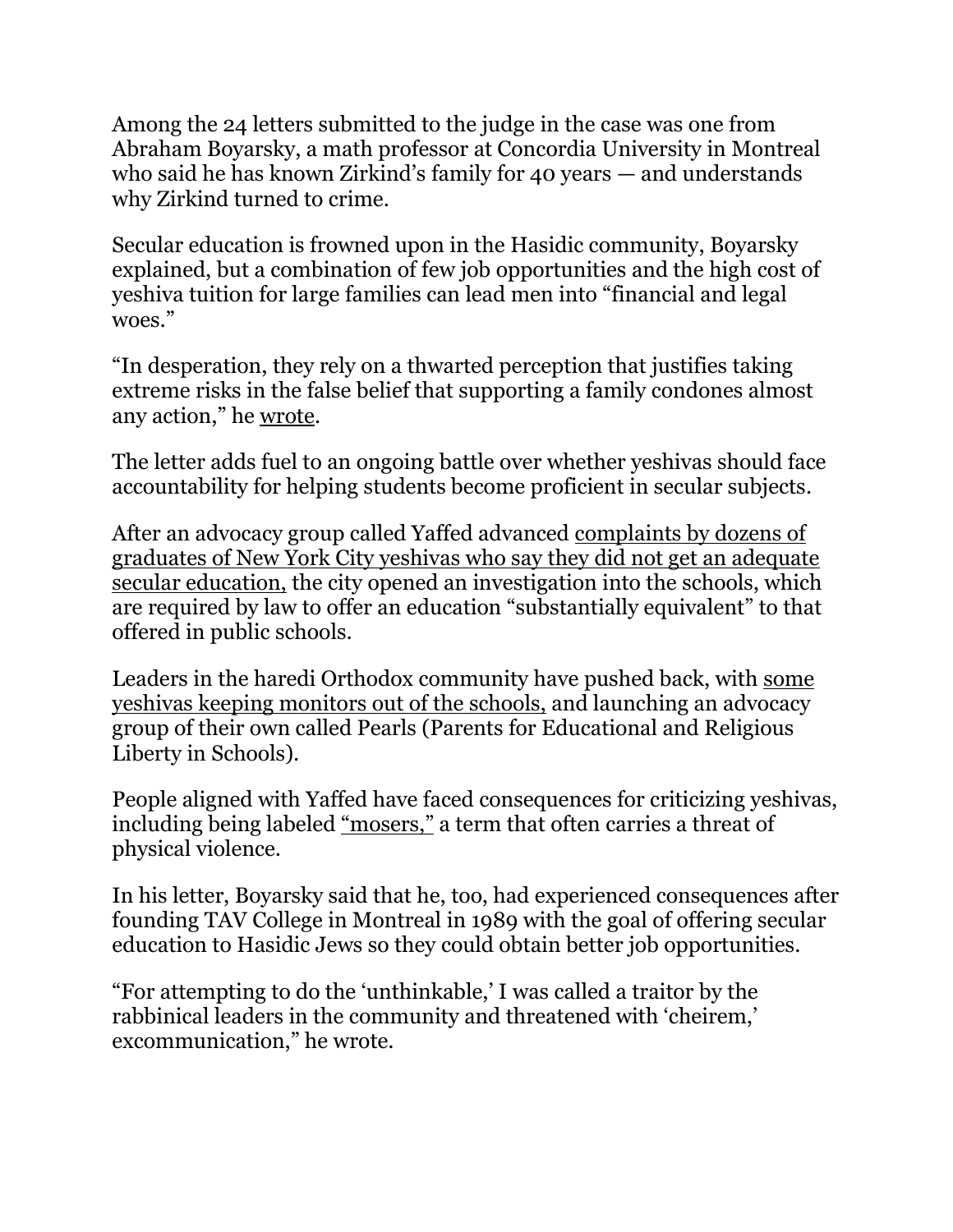Among the 24 letters submitted to the judge in the case was one from Abraham Boyarsky, a math professor at Concordia University in Montreal who said he has known Zirkind's family for 40 years — and understands why Zirkind turned to crime.

Secular education is frowned upon in the Hasidic community, Boyarsky explained, but a combination of few job opportunities and the high cost of yeshiva tuition for large families can lead men into "financial and legal woes."

"In desperation, they rely on a thwarted perception that justifies taking extreme risks in the false belief that supporting a family condones almost any action," he wrote.

The letter adds fuel to an ongoing battle over whether yeshivas should face accountability for helping students become proficient in secular subjects.

After an advocacy group called Yaffed advanced complaints by dozens of graduates of New York City yeshivas who say they did not get an adequate secular education, the city opened an investigation into the schools, which are required by law to offer an education "substantially equivalent" to that offered in public schools.

Leaders in the haredi Orthodox community have pushed back, with some yeshivas keeping monitors out of the schools, and launching an advocacy group of their own called Pearls (Parents for Educational and Religious Liberty in Schools).

People aligned with Yaffed have faced consequences for criticizing yeshivas, including being labeled "mosers," a term that often carries a threat of physical violence.

In his letter, Boyarsky said that he, too, had experienced consequences after founding TAV College in Montreal in 1989 with the goal of offering secular education to Hasidic Jews so they could obtain better job opportunities.

"For attempting to do the 'unthinkable,' I was called a traitor by the rabbinical leaders in the community and threatened with 'cheirem,' excommunication," he wrote.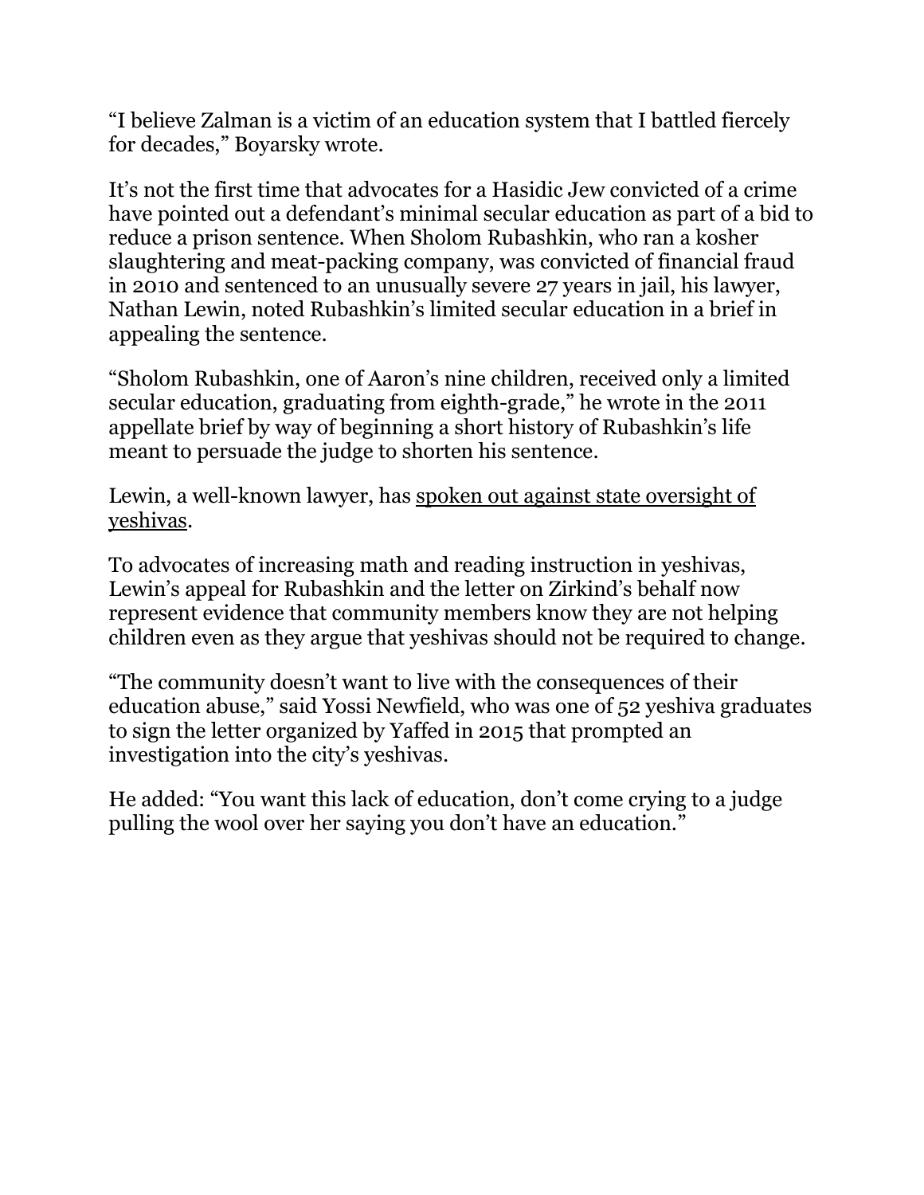"I believe Zalman is a victim of an education system that I battled fiercely for decades," Boyarsky wrote.

It's not the first time that advocates for a Hasidic Jew convicted of a crime have pointed out a defendant's minimal secular education as part of a bid to reduce a prison sentence. When Sholom Rubashkin, who ran a kosher slaughtering and meat-packing company, was convicted of financial fraud in 2010 and sentenced to an unusually severe 27 years in jail, his lawyer, Nathan Lewin, noted Rubashkin's limited secular education in a brief in appealing the sentence.

"Sholom Rubashkin, one of Aaron's nine children, received only a limited secular education, graduating from eighth-grade," he wrote in the 2011 appellate brief by way of beginning a short history of Rubashkin's life meant to persuade the judge to shorten his sentence.

Lewin, a well-known lawyer, has spoken out against state oversight of yeshivas.

To advocates of increasing math and reading instruction in yeshivas, Lewin's appeal for Rubashkin and the letter on Zirkind's behalf now represent evidence that community members know they are not helping children even as they argue that yeshivas should not be required to change.

"The community doesn't want to live with the consequences of their education abuse," said Yossi Newfield, who was one of 52 yeshiva graduates to sign the letter organized by Yaffed in 2015 that prompted an investigation into the city's yeshivas.

He added: "You want this lack of education, don't come crying to a judge pulling the wool over her saying you don't have an education."